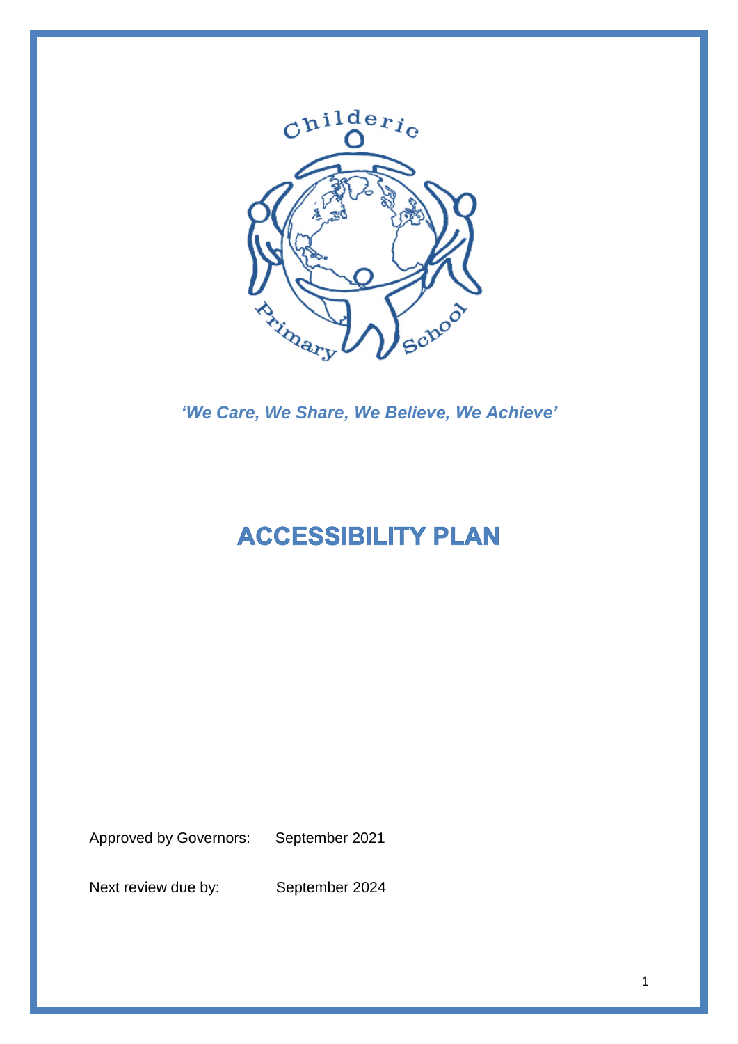*'We Care, We Share, We Believe, We Achieve'*

# ACCESSIBILITY PLAN

Approved by Governors: September 2021

Next review due by: September 2024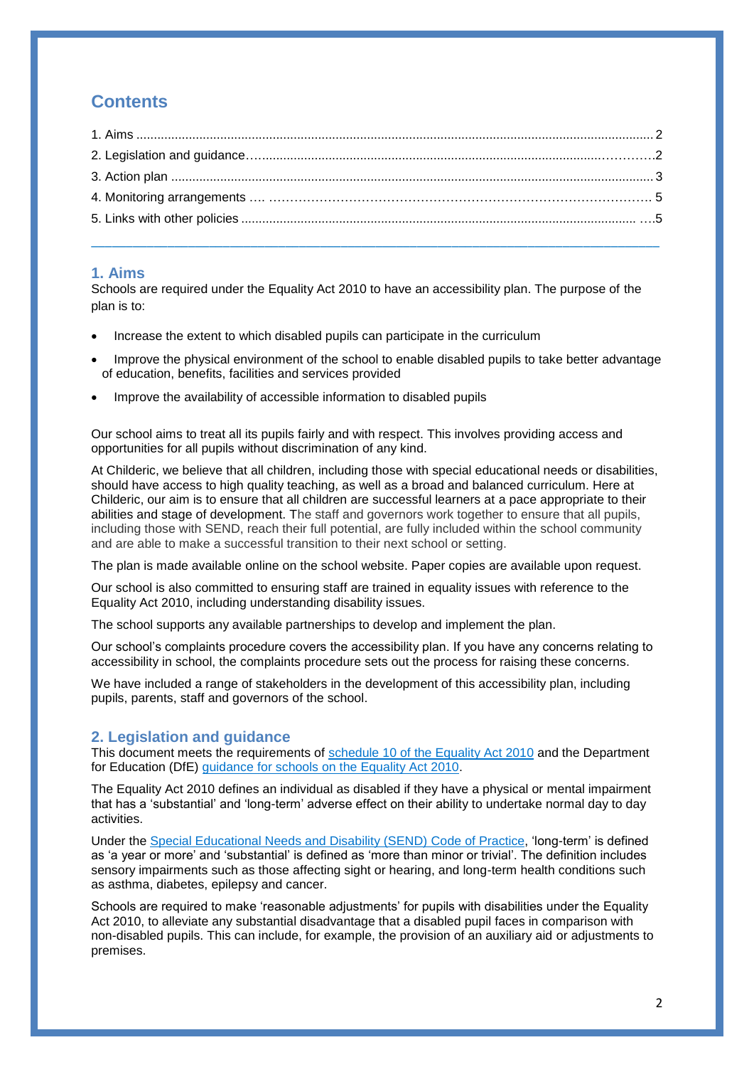## Contents

1. Aims .................................................................................................................................................. 2
2. Legislation and guidance……...............................................................................................…………2
3. Action plan ......................................................................................................................................... 3
4. Monitoring arrangements …. ……………………………………………………………………………… 5
5. Links with other policies .................................................................................................................. ….5

## 1. Aims

Schools are required under the Equality Act 2010 to have an accessibility plan. The purpose of the plan is to:

- Increase the extent to which disabled pupils can participate in the curriculum
- Improve the physical environment of the school to enable disabled pupils to take better advantage of education, benefits, facilities and services provided
- Improve the availability of accessible information to disabled pupils

Our school aims to treat all its pupils fairly and with respect. This involves providing access and opportunities for all pupils without discrimination of any kind.

At Childeric, we believe that all children, including those with special educational needs or disabilities, should have access to high quality teaching, as well as a broad and balanced curriculum. Here at Childeric, our aim is to ensure that all children are successful learners at a pace appropriate to their abilities and stage of development. The staff and governors work together to ensure that all pupils, including those with SEND, reach their full potential, are fully included within the school community and are able to make a successful transition to their next school or setting.

The plan is made available online on the school website. Paper copies are available upon request.

Our school is also committed to ensuring staff are trained in equality issues with reference to the Equality Act 2010, including understanding disability issues.

The school supports any available partnerships to develop and implement the plan.

Our school's complaints procedure covers the accessibility plan. If you have any concerns relating to accessibility in school, the complaints procedure sets out the process for raising these concerns.

We have included a range of stakeholders in the development of this accessibility plan, including pupils, parents, staff and governors of the school.

## 2. Legislation and guidance

This document meets the requirements of schedule 10 of the Equality Act 2010 and the Department for Education (DfE) guidance for schools on the Equality Act 2010.

The Equality Act 2010 defines an individual as disabled if they have a physical or mental impairment that has a 'substantial' and 'long-term' adverse effect on their ability to undertake normal day to day activities.

Under the Special Educational Needs and Disability (SEND) Code of Practice, 'long-term' is defined as 'a year or more' and 'substantial' is defined as 'more than minor or trivial'. The definition includes sensory impairments such as those affecting sight or hearing, and long-term health conditions such as asthma, diabetes, epilepsy and cancer.

Schools are required to make 'reasonable adjustments' for pupils with disabilities under the Equality Act 2010, to alleviate any substantial disadvantage that a disabled pupil faces in comparison with non-disabled pupils. This can include, for example, the provision of an auxiliary aid or adjustments to premises.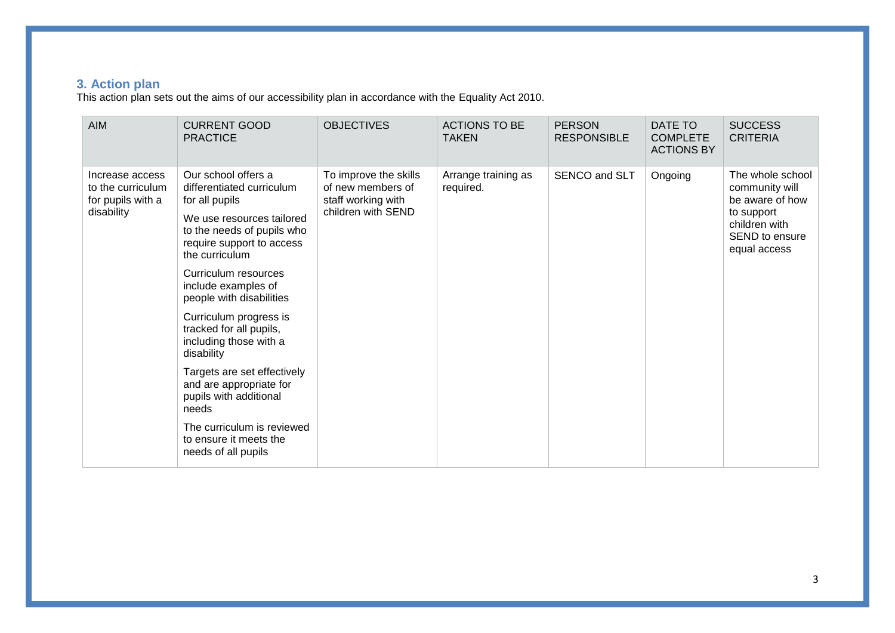## 3. Action plan

This action plan sets out the aims of our accessibility plan in accordance with the Equality Act 2010.

| AIM | CURRENT GOOD PRACTICE | OBJECTIVES | ACTIONS TO BE TAKEN | PERSON RESPONSIBLE | DATE TO COMPLETE ACTIONS BY | SUCCESS CRITERIA |
|---|---|---|---|---|---|---|
| Increase access to the curriculum for pupils with a disability | Our school offers a differentiated curriculum for all pupils<br><br>We use resources tailored to the needs of pupils who require support to access the curriculum<br><br>Curriculum resources include examples of people with disabilities<br><br>Curriculum progress is tracked for all pupils, including those with a disability<br><br>Targets are set effectively and are appropriate for pupils with additional needs<br><br>The curriculum is reviewed to ensure it meets the needs of all pupils | To improve the skills of new members of staff working with children with SEND | Arrange training as required. | SENCO and SLT | Ongoing | The whole school community will be aware of how to support children with SEND to ensure equal access |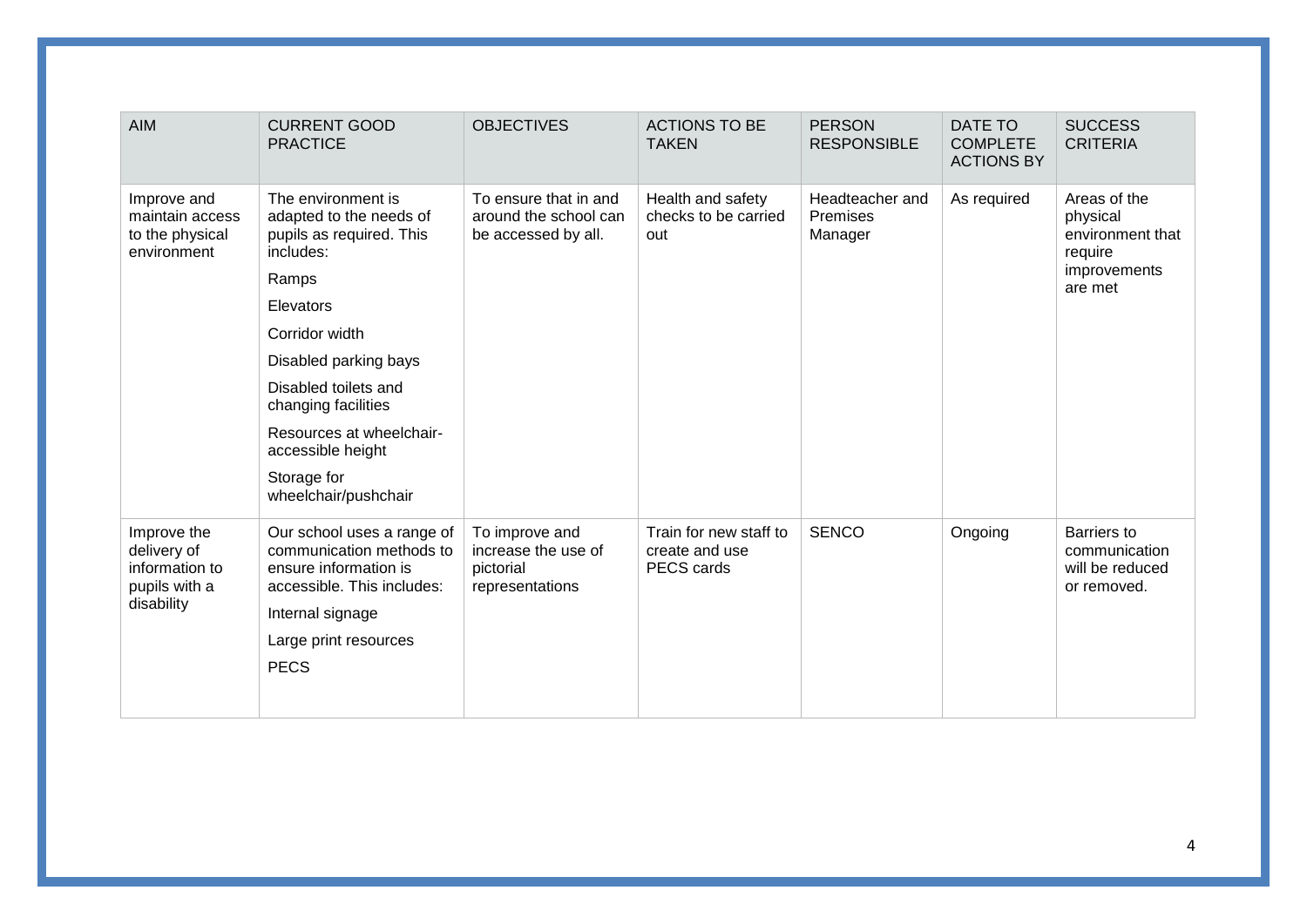| AIM | CURRENT GOOD PRACTICE | OBJECTIVES | ACTIONS TO BE TAKEN | PERSON RESPONSIBLE | DATE TO COMPLETE ACTIONS BY | SUCCESS CRITERIA |
|---|---|---|---|---|---|---|
| Improve and maintain access to the physical environment | The environment is adapted to the needs of pupils as required. This includes:<br>Ramps<br>Elevators<br>Corridor width<br>Disabled parking bays<br>Disabled toilets and changing facilities<br>Resources at wheelchair-accessible height<br>Storage for wheelchair/pushchair | To ensure that in and around the school can be accessed by all. | Health and safety checks to be carried out | Headteacher and Premises Manager | As required | Areas of the physical environment that require improvements are met |
| Improve the delivery of information to pupils with a disability | Our school uses a range of communication methods to ensure information is accessible. This includes:<br>Internal signage<br>Large print resources<br>PECS | To improve and increase the use of pictorial representations | Train for new staff to create and use PECS cards | SENCO | Ongoing | Barriers to communication will be reduced or removed. |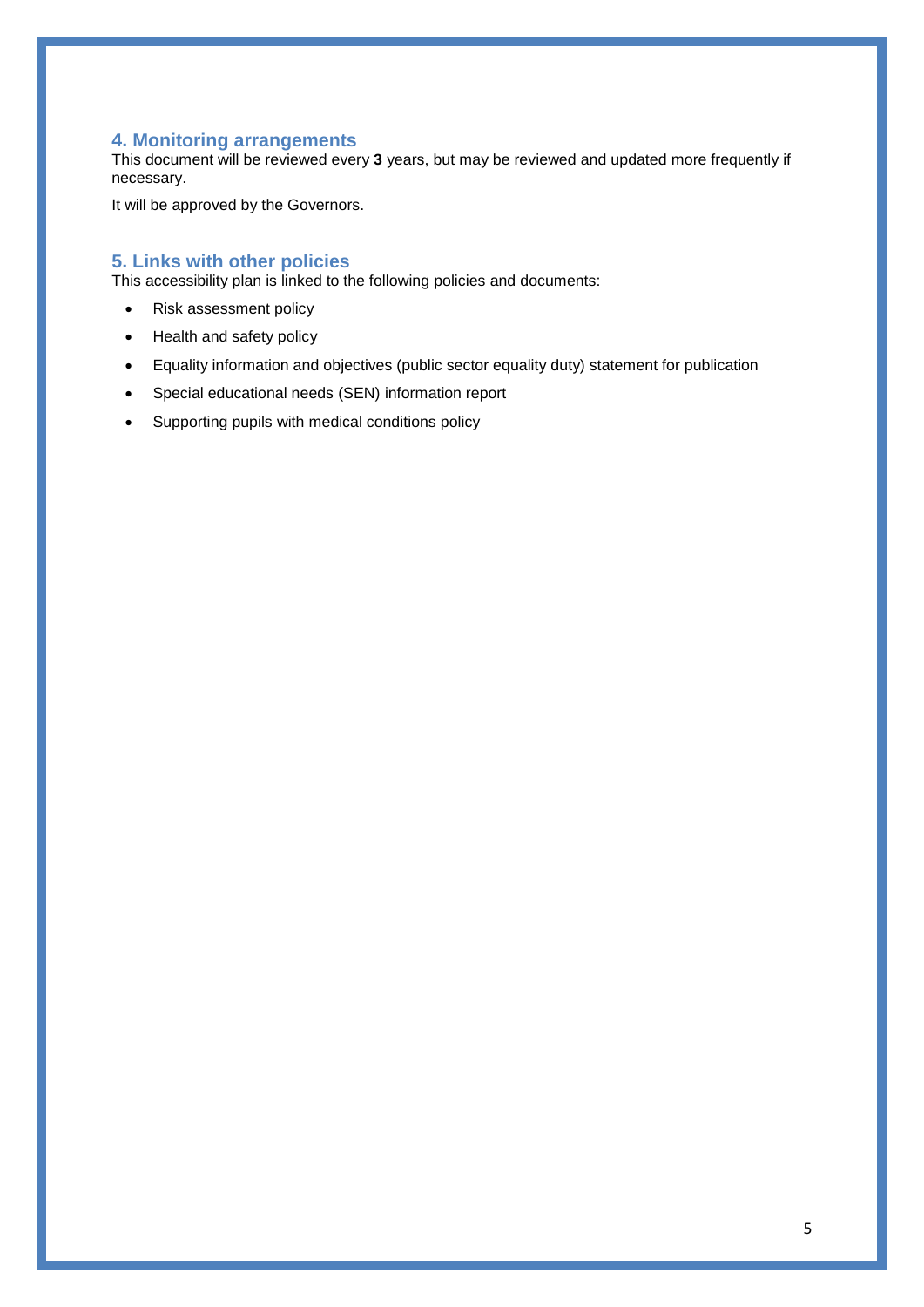## 4. Monitoring arrangements

This document will be reviewed every **3** years, but may be reviewed and updated more frequently if necessary.

It will be approved by the Governors.

## 5. Links with other policies

This accessibility plan is linked to the following policies and documents:

- Risk assessment policy
- Health and safety policy
- Equality information and objectives (public sector equality duty) statement for publication
- Special educational needs (SEN) information report
- Supporting pupils with medical conditions policy